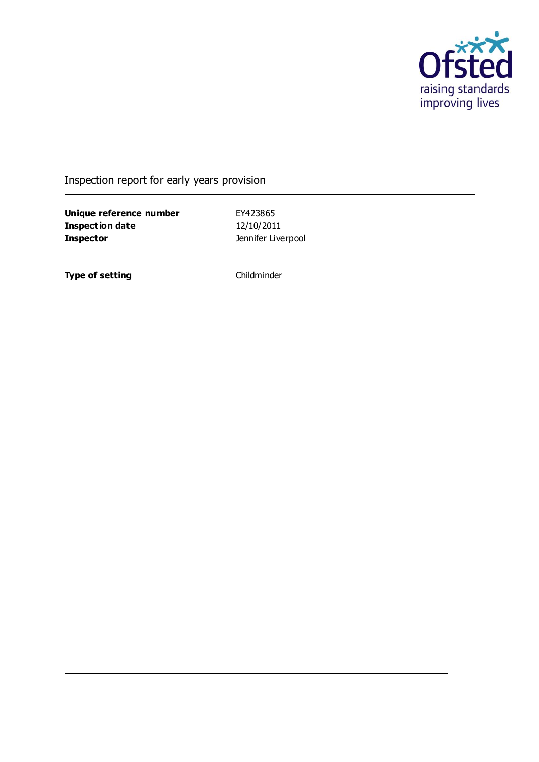Ofsted raising standards improving lives

Inspection report for early years provision

| | |
|---|---|
| **Unique reference number** | EY423865 |
| **Inspection date** | 12/10/2011 |
| **Inspector** | Jennifer Liverpool |

| | |
|---|---|
| **Type of setting** | Childminder |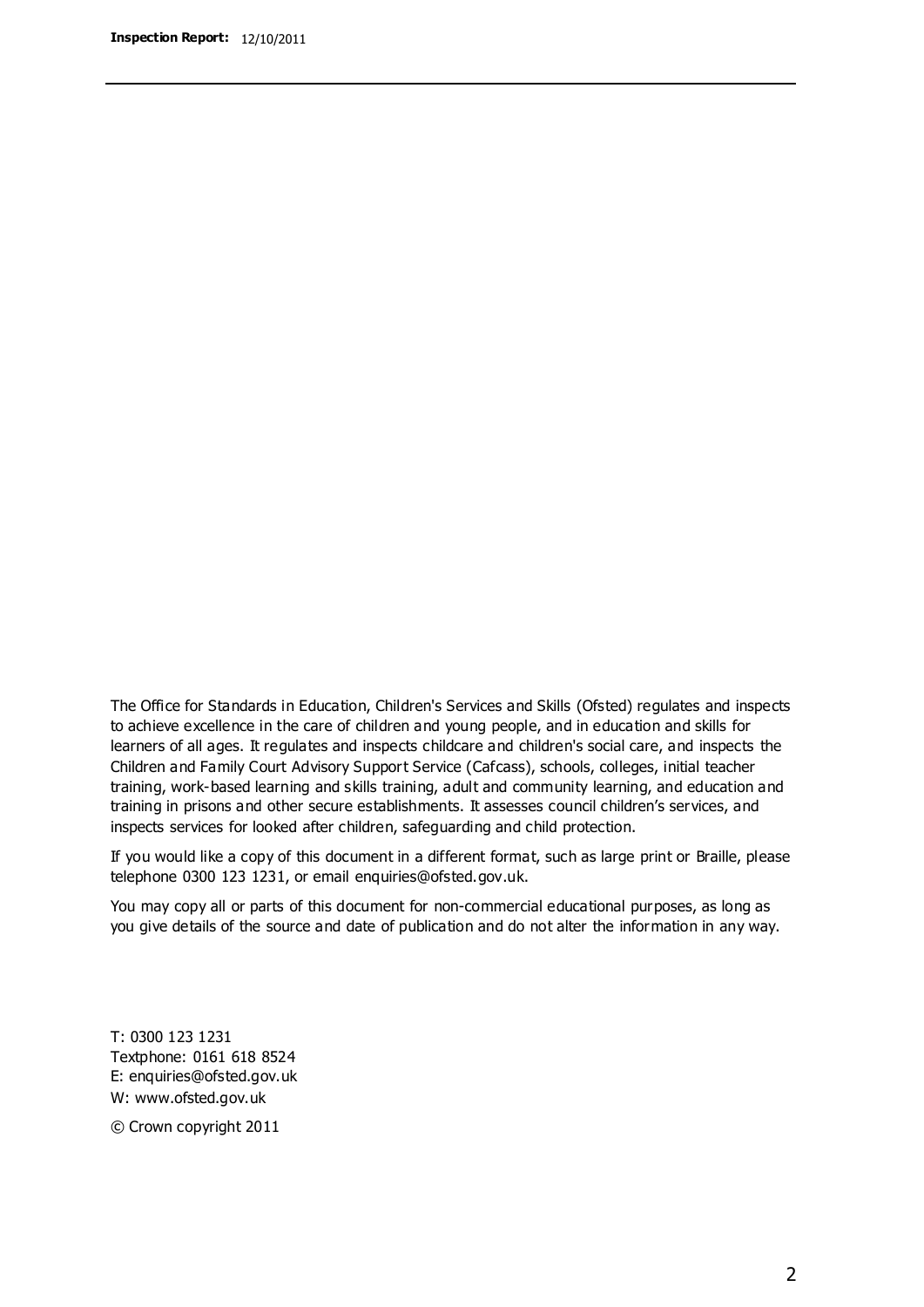The Office for Standards in Education, Children's Services and Skills (Ofsted) regulates and inspects to achieve excellence in the care of children and young people, and in education and skills for learners of all ages. It regulates and inspects childcare and children's social care, and inspects the Children and Family Court Advisory Support Service (Cafcass), schools, colleges, initial teacher training, work-based learning and skills training, adult and community learning, and education and training in prisons and other secure establishments. It assesses council children's services, and inspects services for looked after children, safeguarding and child protection.

If you would like a copy of this document in a different format, such as large print or Braille, please telephone 0300 123 1231, or email enquiries@ofsted.gov.uk.

You may copy all or parts of this document for non-commercial educational purposes, as long as you give details of the source and date of publication and do not alter the information in any way.

T: 0300 123 1231
Textphone: 0161 618 8524
E: enquiries@ofsted.gov.uk
W: www.ofsted.gov.uk

© Crown copyright 2011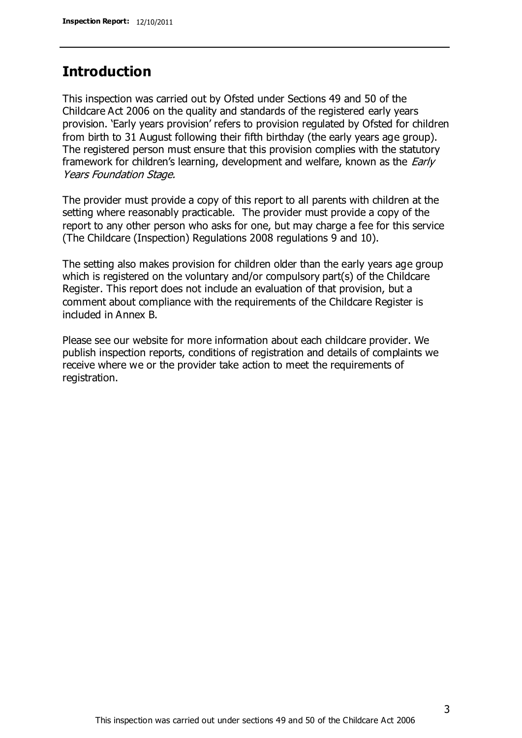## Introduction

This inspection was carried out by Ofsted under Sections 49 and 50 of the Childcare Act 2006 on the quality and standards of the registered early years provision. 'Early years provision' refers to provision regulated by Ofsted for children from birth to 31 August following their fifth birthday (the early years age group). The registered person must ensure that this provision complies with the statutory framework for children's learning, development and welfare, known as the *Early Years Foundation Stage.*

The provider must provide a copy of this report to all parents with children at the setting where reasonably practicable. The provider must provide a copy of the report to any other person who asks for one, but may charge a fee for this service (The Childcare (Inspection) Regulations 2008 regulations 9 and 10).

The setting also makes provision for children older than the early years age group which is registered on the voluntary and/or compulsory part(s) of the Childcare Register. This report does not include an evaluation of that provision, but a comment about compliance with the requirements of the Childcare Register is included in Annex B.

Please see our website for more information about each childcare provider. We publish inspection reports, conditions of registration and details of complaints we receive where we or the provider take action to meet the requirements of registration.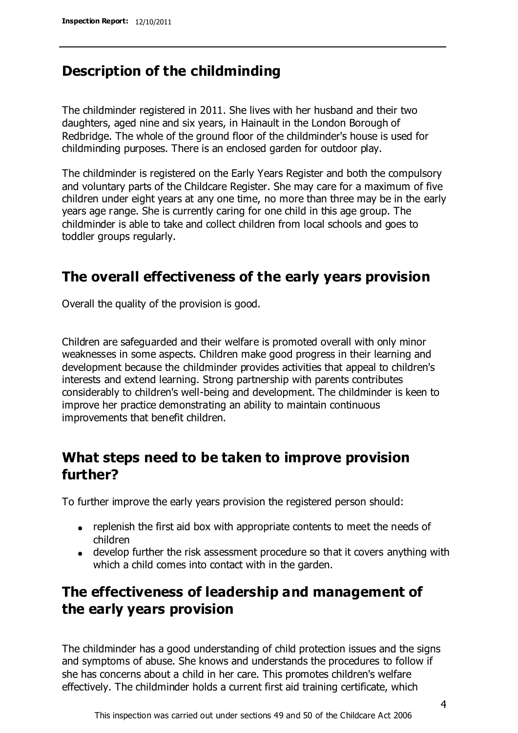## Description of the childminding

The childminder registered in 2011. She lives with her husband and their two daughters, aged nine and six years, in Hainault in the London Borough of Redbridge. The whole of the ground floor of the childminder's house is used for childminding purposes. There is an enclosed garden for outdoor play.

The childminder is registered on the Early Years Register and both the compulsory and voluntary parts of the Childcare Register. She may care for a maximum of five children under eight years at any one time, no more than three may be in the early years age range. She is currently caring for one child in this age group. The childminder is able to take and collect children from local schools and goes to toddler groups regularly.

## The overall effectiveness of the early years provision

Overall the quality of the provision is good.

Children are safeguarded and their welfare is promoted overall with only minor weaknesses in some aspects. Children make good progress in their learning and development because the childminder provides activities that appeal to children's interests and extend learning. Strong partnership with parents contributes considerably to children's well-being and development. The childminder is keen to improve her practice demonstrating an ability to maintain continuous improvements that benefit children.

## What steps need to be taken to improve provision further?

To further improve the early years provision the registered person should:

- replenish the first aid box with appropriate contents to meet the needs of children
- develop further the risk assessment procedure so that it covers anything with which a child comes into contact with in the garden.

## The effectiveness of leadership and management of the early years provision

The childminder has a good understanding of child protection issues and the signs and symptoms of abuse. She knows and understands the procedures to follow if she has concerns about a child in her care. This promotes children's welfare effectively. The childminder holds a current first aid training certificate, which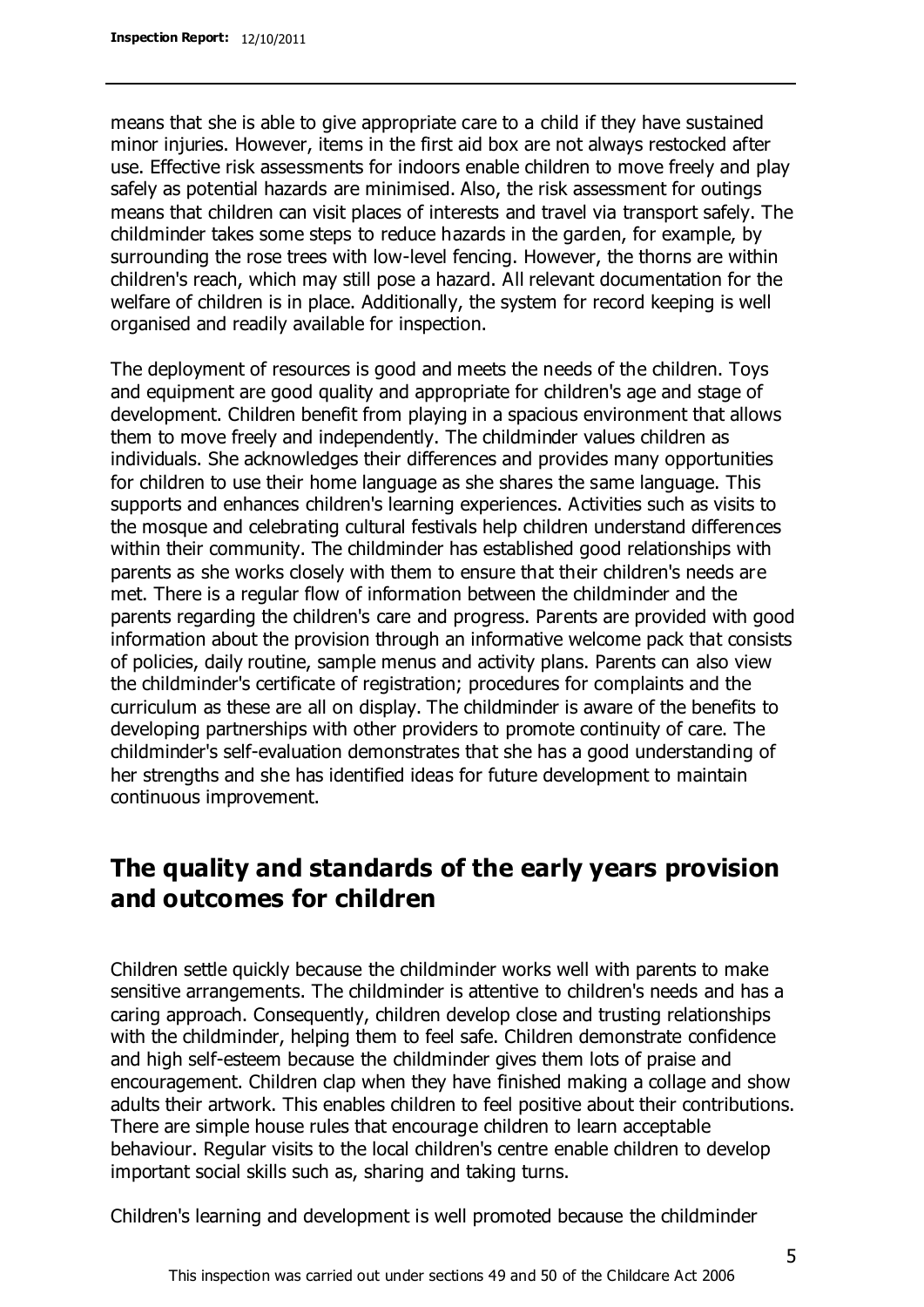means that she is able to give appropriate care to a child if they have sustained minor injuries. However, items in the first aid box are not always restocked after use. Effective risk assessments for indoors enable children to move freely and play safely as potential hazards are minimised. Also, the risk assessment for outings means that children can visit places of interests and travel via transport safely. The childminder takes some steps to reduce hazards in the garden, for example, by surrounding the rose trees with low-level fencing. However, the thorns are within children's reach, which may still pose a hazard. All relevant documentation for the welfare of children is in place. Additionally, the system for record keeping is well organised and readily available for inspection.

The deployment of resources is good and meets the needs of the children. Toys and equipment are good quality and appropriate for children's age and stage of development. Children benefit from playing in a spacious environment that allows them to move freely and independently. The childminder values children as individuals. She acknowledges their differences and provides many opportunities for children to use their home language as she shares the same language. This supports and enhances children's learning experiences. Activities such as visits to the mosque and celebrating cultural festivals help children understand differences within their community. The childminder has established good relationships with parents as she works closely with them to ensure that their children's needs are met. There is a regular flow of information between the childminder and the parents regarding the children's care and progress. Parents are provided with good information about the provision through an informative welcome pack that consists of policies, daily routine, sample menus and activity plans. Parents can also view the childminder's certificate of registration; procedures for complaints and the curriculum as these are all on display. The childminder is aware of the benefits to developing partnerships with other providers to promote continuity of care. The childminder's self-evaluation demonstrates that she has a good understanding of her strengths and she has identified ideas for future development to maintain continuous improvement.

## The quality and standards of the early years provision and outcomes for children

Children settle quickly because the childminder works well with parents to make sensitive arrangements. The childminder is attentive to children's needs and has a caring approach. Consequently, children develop close and trusting relationships with the childminder, helping them to feel safe. Children demonstrate confidence and high self-esteem because the childminder gives them lots of praise and encouragement. Children clap when they have finished making a collage and show adults their artwork. This enables children to feel positive about their contributions. There are simple house rules that encourage children to learn acceptable behaviour. Regular visits to the local children's centre enable children to develop important social skills such as, sharing and taking turns.

Children's learning and development is well promoted because the childminder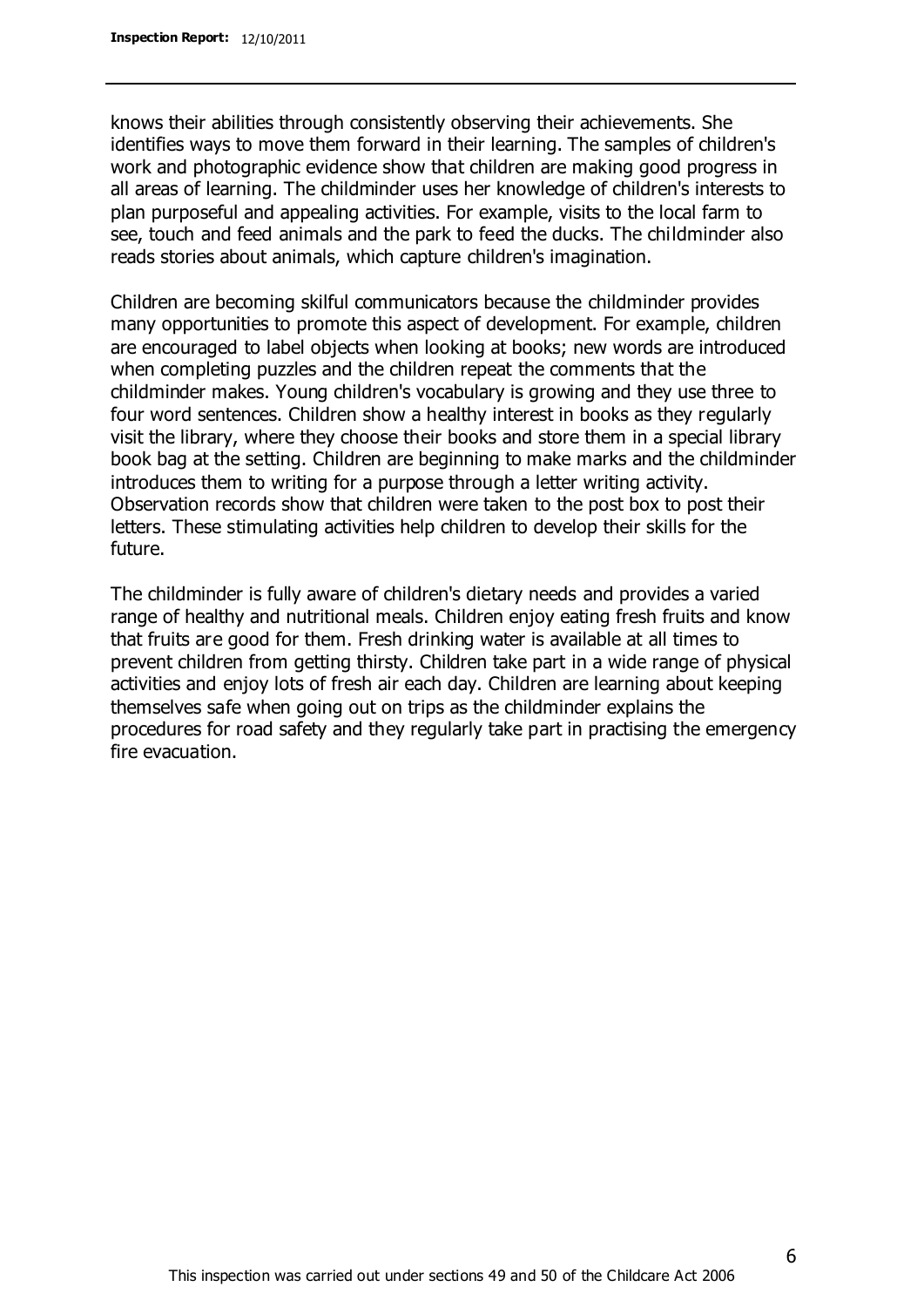knows their abilities through consistently observing their achievements. She identifies ways to move them forward in their learning. The samples of children's work and photographic evidence show that children are making good progress in all areas of learning. The childminder uses her knowledge of children's interests to plan purposeful and appealing activities. For example, visits to the local farm to see, touch and feed animals and the park to feed the ducks. The childminder also reads stories about animals, which capture children's imagination.

Children are becoming skilful communicators because the childminder provides many opportunities to promote this aspect of development. For example, children are encouraged to label objects when looking at books; new words are introduced when completing puzzles and the children repeat the comments that the childminder makes. Young children's vocabulary is growing and they use three to four word sentences. Children show a healthy interest in books as they regularly visit the library, where they choose their books and store them in a special library book bag at the setting. Children are beginning to make marks and the childminder introduces them to writing for a purpose through a letter writing activity. Observation records show that children were taken to the post box to post their letters. These stimulating activities help children to develop their skills for the future.

The childminder is fully aware of children's dietary needs and provides a varied range of healthy and nutritional meals. Children enjoy eating fresh fruits and know that fruits are good for them. Fresh drinking water is available at all times to prevent children from getting thirsty. Children take part in a wide range of physical activities and enjoy lots of fresh air each day. Children are learning about keeping themselves safe when going out on trips as the childminder explains the procedures for road safety and they regularly take part in practising the emergency fire evacuation.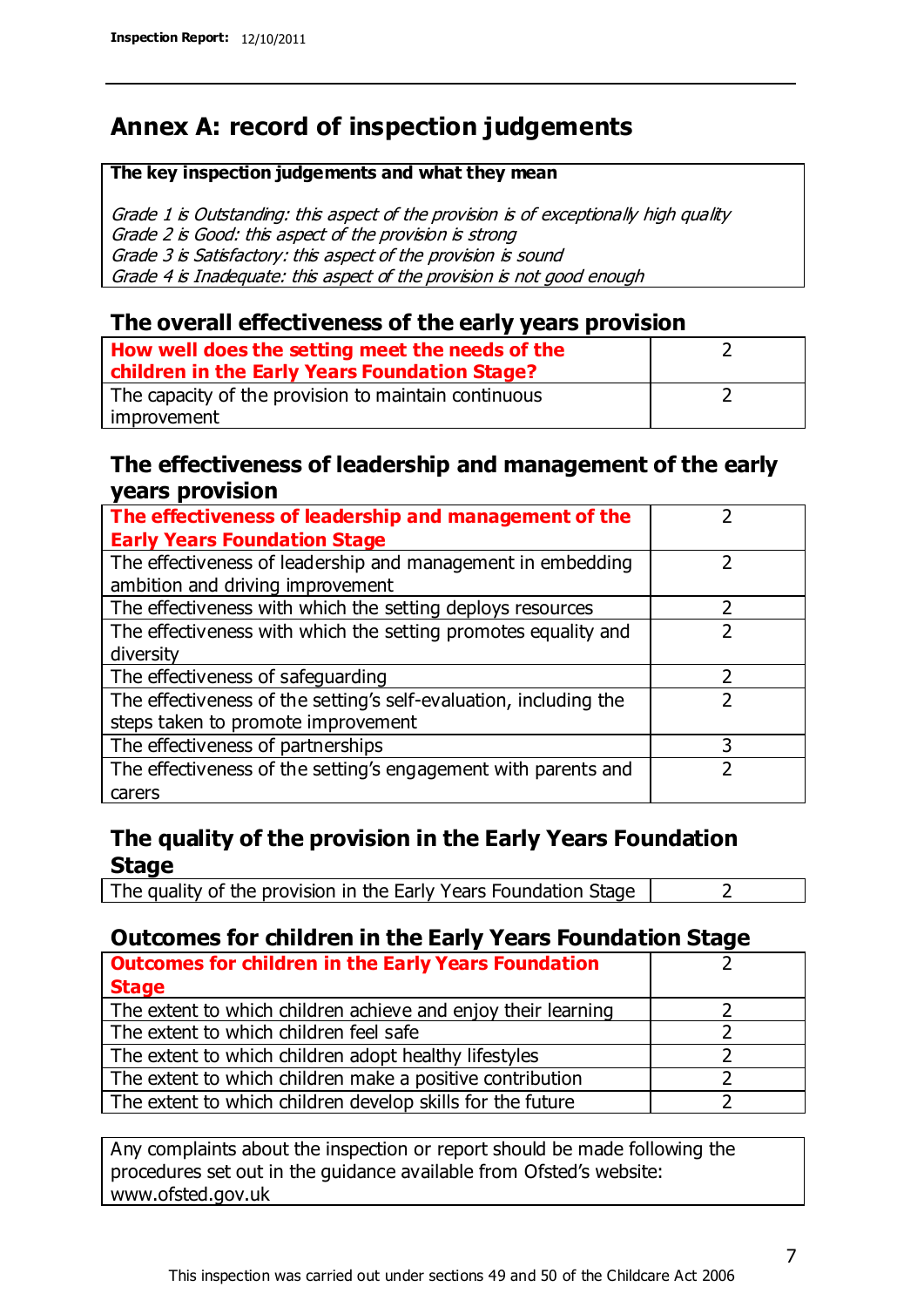## Annex A: record of inspection judgements

**The key inspection judgements and what they mean**

*Grade 1 is Outstanding: this aspect of the provision is of exceptionally high quality*
*Grade 2 is Good: this aspect of the provision is strong*
*Grade 3 is Satisfactory: this aspect of the provision is sound*
*Grade 4 is Inadequate: this aspect of the provision is not good enough*

### The overall effectiveness of the early years provision

| | |
|---|---|
| **How well does the setting meet the needs of the children in the Early Years Foundation Stage?** | 2 |
| The capacity of the provision to maintain continuous improvement | 2 |

### The effectiveness of leadership and management of the early years provision

| | |
|---|---|
| **The effectiveness of leadership and management of the Early Years Foundation Stage** | 2 |
| The effectiveness of leadership and management in embedding ambition and driving improvement | 2 |
| The effectiveness with which the setting deploys resources | 2 |
| The effectiveness with which the setting promotes equality and diversity | 2 |
| The effectiveness of safeguarding | 2 |
| The effectiveness of the setting's self-evaluation, including the steps taken to promote improvement | 2 |
| The effectiveness of partnerships | 3 |
| The effectiveness of the setting's engagement with parents and carers | 2 |

### The quality of the provision in the Early Years Foundation Stage

| | |
|---|---|
| The quality of the provision in the Early Years Foundation Stage | 2 |

### Outcomes for children in the Early Years Foundation Stage

| | |
|---|---|
| **Outcomes for children in the Early Years Foundation Stage** | 2 |
| The extent to which children achieve and enjoy their learning | 2 |
| The extent to which children feel safe | 2 |
| The extent to which children adopt healthy lifestyles | 2 |
| The extent to which children make a positive contribution | 2 |
| The extent to which children develop skills for the future | 2 |

Any complaints about the inspection or report should be made following the procedures set out in the guidance available from Ofsted's website: www.ofsted.gov.uk

This inspection was carried out under sections 49 and 50 of the Childcare Act 2006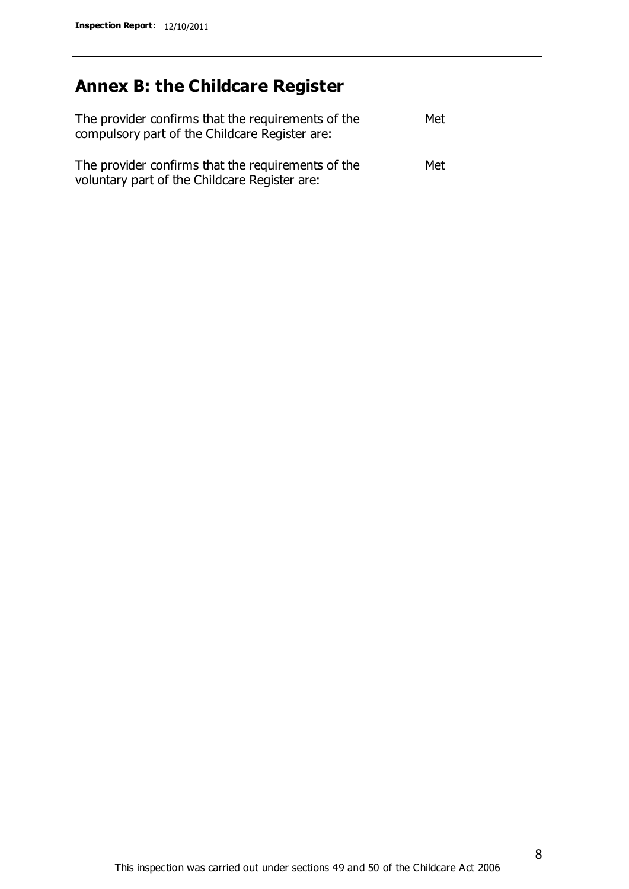## Annex B: the Childcare Register

| | |
|---|---|
| The provider confirms that the requirements of the compulsory part of the Childcare Register are: | Met |
| The provider confirms that the requirements of the voluntary part of the Childcare Register are: | Met |